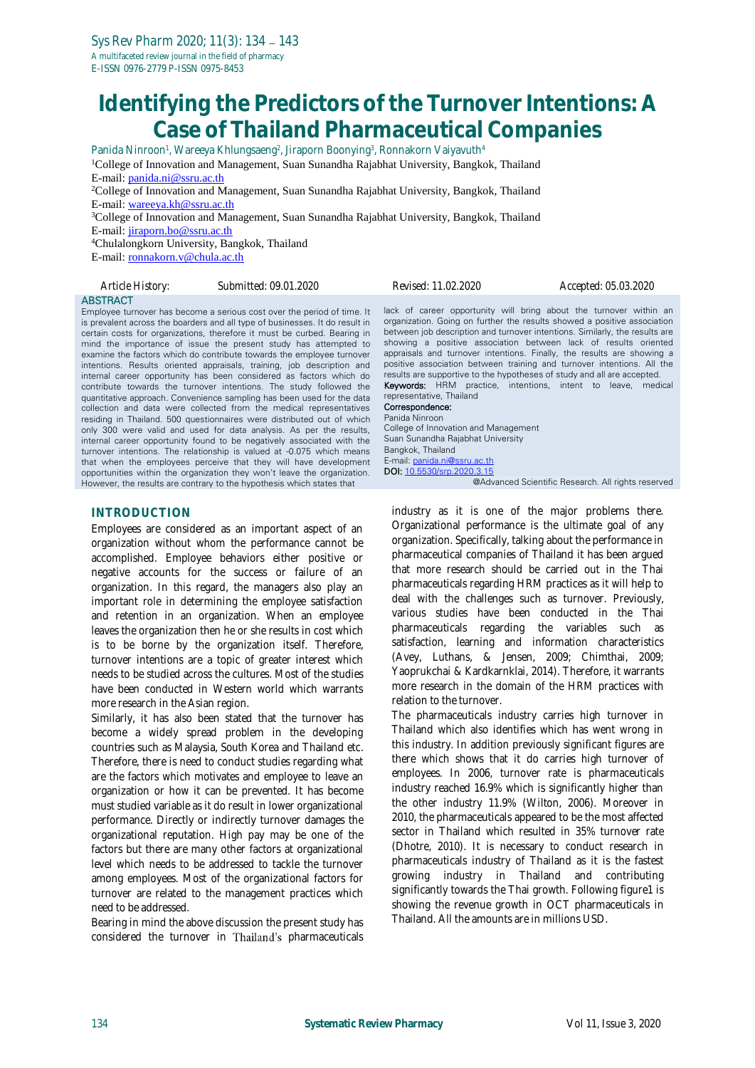# Identifying the Predictors of the Turnover Intentions: A Case of Thailand Pharmaceutical Companies

Panida Ninroon[1], Wareeya Khlungsaeng[2], Jiraporn Boonying[3], Ronnakorn Vaiyavuth[4]

[1]College of Innovation and Management, Suan Sunandha Rajabhat University, Bangkok, Thailand
E-mail: panida.ni@ssru.ac.th

[2]College of Innovation and Management, Suan Sunandha Rajabhat University, Bangkok, Thailand
E-mail: wareeya.kh@ssru.ac.th

[3]College of Innovation and Management, Suan Sunandha Rajabhat University, Bangkok, Thailand
E-mail: jiraporn.bo@ssru.ac.th

[4]Chulalongkorn University, Bangkok, Thailand
E-mail: ronnakorn.v@chula.ac.th

Article History: Submitted: 09.01.2020 Revised: 11.02.2020 Accepted: 05.03.2020

## ABSTRACT

Employee turnover has become a serious cost over the period of time. It is prevalent across the boarders and all type of businesses. It do result in certain costs for organizations, therefore it must be curbed. Bearing in mind the importance of issue the present study has attempted to examine the factors which do contribute towards the employee turnover intentions. Results oriented appraisals, training, job description and internal career opportunity has been considered as factors which do contribute towards the turnover intentions. The study followed the quantitative approach. Convenience sampling has been used for the data collection and data were collected from the medical representatives residing in Thailand. 500 questionnaires were distributed out of which only 300 were valid and used for data analysis. As per the results, internal career opportunity found to be negatively associated with the turnover intentions. The relationship is valued at -0.075 which means that when the employees perceive that they will have development opportunities within the organization they won't leave the organization. However, the results are contrary to the hypothesis which states that lack of career opportunity will bring about the turnover within an organization. Going on further the results showed a positive association between job description and turnover intentions. Similarly, the results are showing a positive association between lack of results oriented appraisals and turnover intentions. Finally, the results are showing a positive association between training and turnover intentions. All the results are supportive to the hypotheses of study and all are accepted.

**Keywords:** HRM practice, intentions, intent to leave, medical representative, Thailand

**Correspondence:**
Panida Ninroon
College of Innovation and Management
Suan Sunandha Rajabhat University
Bangkok, Thailand
E-mail: panida.ni@ssru.ac.th
**DOI:** 10.5530/srp.2020.3.15

@Advanced Scientific Research. All rights reserved

## INTRODUCTION

Employees are considered as an important aspect of an organization without whom the performance cannot be accomplished. Employee behaviors either positive or negative accounts for the success or failure of an organization. In this regard, the managers also play an important role in determining the employee satisfaction and retention in an organization. When an employee leaves the organization then he or she results in cost which is to be borne by the organization itself. Therefore, turnover intentions are a topic of greater interest which needs to be studied across the cultures. Most of the studies have been conducted in Western world which warrants more research in the Asian region.

Similarly, it has also been stated that the turnover has become a widely spread problem in the developing countries such as Malaysia, South Korea and Thailand etc. Therefore, there is need to conduct studies regarding what are the factors which motivates and employee to leave an organization or how it can be prevented. It has become must studied variable as it do result in lower organizational performance. Directly or indirectly turnover damages the organizational reputation. High pay may be one of the factors but there are many other factors at organizational level which needs to be addressed to tackle the turnover among employees. Most of the organizational factors for turnover are related to the management practices which need to be addressed.

Bearing in mind the above discussion the present study has considered the turnover in Thailand's pharmaceuticals industry as it is one of the major problems there. Organizational performance is the ultimate goal of any organization. Specifically, talking about the performance in pharmaceutical companies of Thailand it has been argued that more research should be carried out in the Thai pharmaceuticals regarding HRM practices as it will help to deal with the challenges such as turnover. Previously, various studies have been conducted in the Thai pharmaceuticals regarding the variables such as satisfaction, learning and information characteristics (Avey, Luthans, & Jensen, 2009; Chimthai, 2009; Yaoprukchai & Kardkarnklai, 2014). Therefore, it warrants more research in the domain of the HRM practices with relation to the turnover.

The pharmaceuticals industry carries high turnover in Thailand which also identifies which has went wrong in this industry. In addition previously significant figures are there which shows that it do carries high turnover of employees. In 2006, turnover rate is pharmaceuticals industry reached 16.9% which is significantly higher than the other industry 11.9% (Wilton, 2006). Moreover in 2010, the pharmaceuticals appeared to be the most affected sector in Thailand which resulted in 35% turnover rate (Dhotre, 2010). It is necessary to conduct research in pharmaceuticals industry of Thailand as it is the fastest growing industry in Thailand and contributing significantly towards the Thai growth. Following figure1 is showing the revenue growth in OCT pharmaceuticals in Thailand. All the amounts are in millions USD.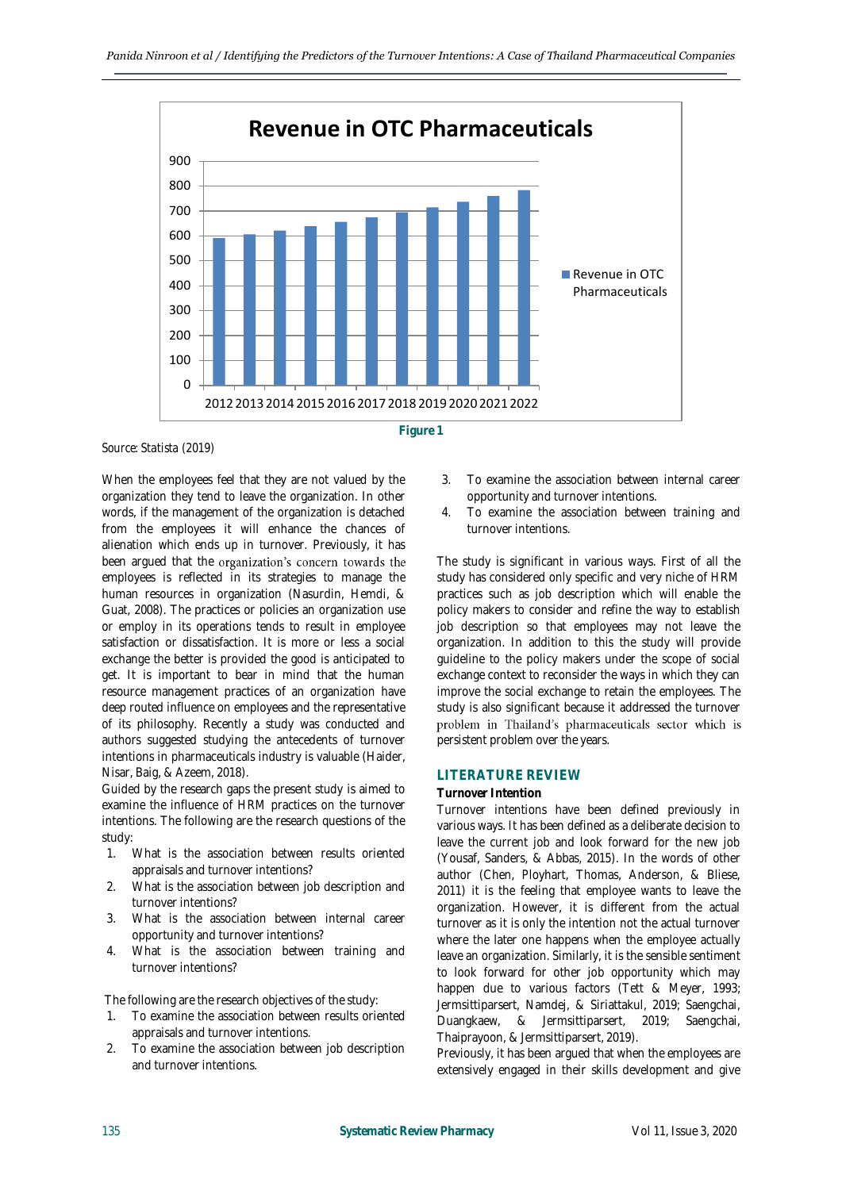Figure 1

Source: Statista (2019)

When the employees feel that they are not valued by the organization they tend to leave the organization. In other words, if the management of the organization is detached from the employees it will enhance the chances of alienation which ends up in turnover. Previously, it has been argued that the organization's concern towards the employees is reflected in its strategies to manage the human resources in organization (Nasurdin, Hemdi, & Guat, 2008). The practices or policies an organization use or employ in its operations tends to result in employee satisfaction or dissatisfaction. It is more or less a social exchange the better is provided the good is anticipated to get. It is important to bear in mind that the human resource management practices of an organization have deep routed influence on employees and the representative of its philosophy. Recently a study was conducted and authors suggested studying the antecedents of turnover intentions in pharmaceuticals industry is valuable (Haider, Nisar, Baig, & Azeem, 2018).

Guided by the research gaps the present study is aimed to examine the influence of HRM practices on the turnover intentions. The following are the research questions of the study:

1. What is the association between results oriented appraisals and turnover intentions?
2. What is the association between job description and turnover intentions?
3. What is the association between internal career opportunity and turnover intentions?
4. What is the association between training and turnover intentions?

The following are the research objectives of the study:

1. To examine the association between results oriented appraisals and turnover intentions.
2. To examine the association between job description and turnover intentions.
3. To examine the association between internal career opportunity and turnover intentions.
4. To examine the association between training and turnover intentions.

The study is significant in various ways. First of all the study has considered only specific and very niche of HRM practices such as job description which will enable the policy makers to consider and refine the way to establish job description so that employees may not leave the organization. In addition to this the study will provide guideline to the policy makers under the scope of social exchange context to reconsider the ways in which they can improve the social exchange to retain the employees. The study is also significant because it addressed the turnover problem in Thailand's pharmaceuticals sector which is persistent problem over the years.

## LITERATURE REVIEW

### Turnover Intention

Turnover intentions have been defined previously in various ways. It has been defined as a deliberate decision to leave the current job and look forward for the new job (Yousaf, Sanders, & Abbas, 2015). In the words of other author (Chen, Ployhart, Thomas, Anderson, & Bliese, 2011) it is the feeling that employee wants to leave the organization. However, it is different from the actual turnover as it is only the intention not the actual turnover where the later one happens when the employee actually leave an organization. Similarly, it is the sensible sentiment to look forward for other job opportunity which may happen due to various factors (Tett & Meyer, 1993; Jermsittiparsert, Namdej, & Siriattakul, 2019; Saengchai, Duangkaew, & Jermsittiparsert, 2019; Saengchai, Thaiprayoon, & Jermsittiparsert, 2019).

Previously, it has been argued that when the employees are extensively engaged in their skills development and give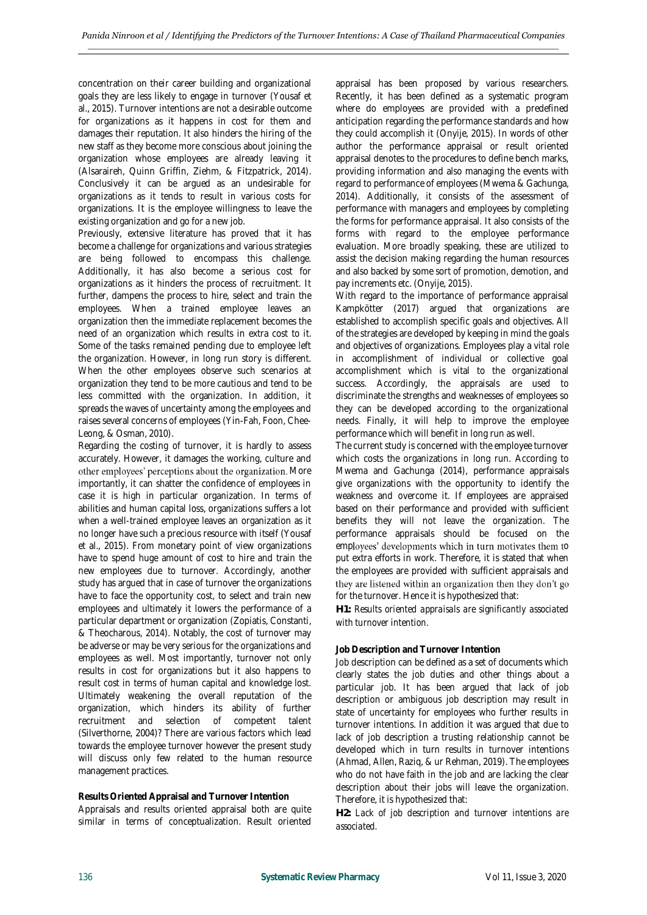concentration on their career building and organizational goals they are less likely to engage in turnover (Yousaf et al., 2015). Turnover intentions are not a desirable outcome for organizations as it happens in cost for them and damages their reputation. It also hinders the hiring of the new staff as they become more conscious about joining the organization whose employees are already leaving it (Alsaraireh, Quinn Griffin, Ziehm, & Fitzpatrick, 2014). Conclusively it can be argued as an undesirable for organizations as it tends to result in various costs for organizations. It is the employee willingness to leave the existing organization and go for a new job.

Previously, extensive literature has proved that it has become a challenge for organizations and various strategies are being followed to encompass this challenge. Additionally, it has also become a serious cost for organizations as it hinders the process of recruitment. It further, dampens the process to hire, select and train the employees. When a trained employee leaves an organization then the immediate replacement becomes the need of an organization which results in extra cost to it. Some of the tasks remained pending due to employee left the organization. However, in long run story is different. When the other employees observe such scenarios at organization they tend to be more cautious and tend to be less committed with the organization. In addition, it spreads the waves of uncertainty among the employees and raises several concerns of employees (Yin-Fah, Foon, Chee-Leong, & Osman, 2010).

Regarding the costing of turnover, it is hardly to assess accurately. However, it damages the working, culture and other employees' perceptions about the organization. More importantly, it can shatter the confidence of employees in case it is high in particular organization. In terms of abilities and human capital loss, organizations suffers a lot when a well-trained employee leaves an organization as it no longer have such a precious resource with itself (Yousaf et al., 2015). From monetary point of view organizations have to spend huge amount of cost to hire and train the new employees due to turnover. Accordingly, another study has argued that in case of turnover the organizations have to face the opportunity cost, to select and train new employees and ultimately it lowers the performance of a particular department or organization (Zopiatis, Constanti, & Theocharous, 2014). Notably, the cost of turnover may be adverse or may be very serious for the organizations and employees as well. Most importantly, turnover not only results in cost for organizations but it also happens to result cost in terms of human capital and knowledge lost. Ultimately weakening the overall reputation of the organization, which hinders its ability of further recruitment and selection of competent talent (Silverthorne, 2004)? There are various factors which lead towards the employee turnover however the present study will discuss only few related to the human resource management practices.

**Results Oriented Appraisal and Turnover Intention**

Appraisals and results oriented appraisal both are quite similar in terms of conceptualization. Result oriented appraisal has been proposed by various researchers. Recently, it has been defined as a systematic program where do employees are provided with a predefined anticipation regarding the performance standards and how they could accomplish it (Onyije, 2015). In words of other author the performance appraisal or result oriented appraisal denotes to the procedures to define bench marks, providing information and also managing the events with regard to performance of employees (Mwema & Gachunga, 2014). Additionally, it consists of the assessment of performance with managers and employees by completing the forms for performance appraisal. It also consists of the forms with regard to the employee performance evaluation. More broadly speaking, these are utilized to assist the decision making regarding the human resources and also backed by some sort of promotion, demotion, and pay increments etc. (Onyije, 2015).

With regard to the importance of performance appraisal Kampkötter (2017) argued that organizations are established to accomplish specific goals and objectives. All of the strategies are developed by keeping in mind the goals and objectives of organizations. Employees play a vital role in accomplishment of individual or collective goal accomplishment which is vital to the organizational success. Accordingly, the appraisals are used to discriminate the strengths and weaknesses of employees so they can be developed according to the organizational needs. Finally, it will help to improve the employee performance which will benefit in long run as well.

The current study is concerned with the employee turnover which costs the organizations in long run. According to Mwema and Gachunga (2014), performance appraisals give organizations with the opportunity to identify the weakness and overcome it. If employees are appraised based on their performance and provided with sufficient benefits they will not leave the organization. The performance appraisals should be focused on the employees' developments which in turn motivates them to put extra efforts in work. Therefore, it is stated that when the employees are provided with sufficient appraisals and they are listened within an organization then they don't go for the turnover. Hence it is hypothesized that:

**H1:** *Results oriented appraisals are significantly associated with turnover intention.*

**Job Description and Turnover Intention**

Job description can be defined as a set of documents which clearly states the job duties and other things about a particular job. It has been argued that lack of job description or ambiguous job description may result in state of uncertainty for employees who further results in turnover intentions. In addition it was argued that due to lack of job description a trusting relationship cannot be developed which in turn results in turnover intentions (Ahmad, Allen, Raziq, & ur Rehman, 2019). The employees who do not have faith in the job and are lacking the clear description about their jobs will leave the organization. Therefore, it is hypothesized that:

**H2:** *Lack of job description and turnover intentions are associated.*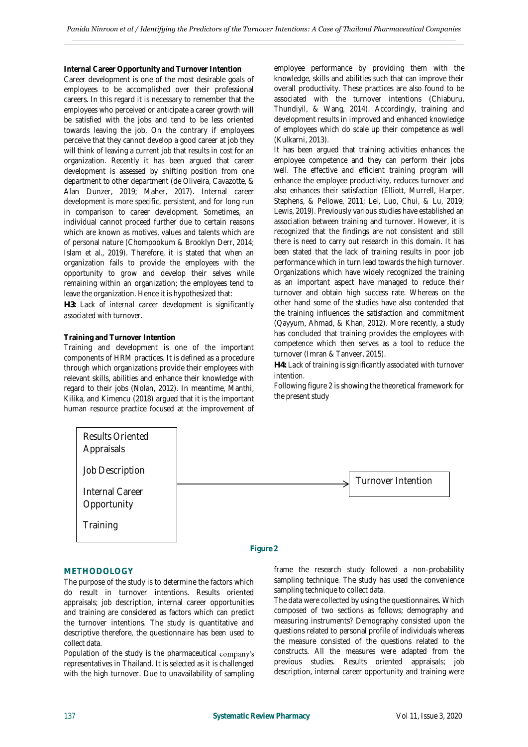**Internal Career Opportunity and Turnover Intention**

Career development is one of the most desirable goals of employees to be accomplished over their professional careers. In this regard it is necessary to remember that the employees who perceived or anticipate a career growth will be satisfied with the jobs and tend to be less oriented towards leaving the job. On the contrary if employees perceive that they cannot develop a good career at job they will think of leaving a current job that results in cost for an organization. Recently it has been argued that career development is assessed by shifting position from one department to other department (de Oliveira, Cavazotte, & Alan Dunzer, 2019; Maher, 2017). Internal career development is more specific, persistent, and for long run in comparison to career development. Sometimes, an individual cannot proceed further due to certain reasons which are known as motives, values and talents which are of personal nature (Chompookum & Brooklyn Derr, 2014; Islam et al., 2019). Therefore, it is stated that when an organization fails to provide the employees with the opportunity to grow and develop their selves while remaining within an organization; the employees tend to leave the organization. Hence it is hypothesized that:

**H3:** *Lack of internal career development is significantly associated with turnover.*

**Training and Turnover Intention**

Training and development is one of the important components of HRM practices. It is defined as a procedure through which organizations provide their employees with relevant skills, abilities and enhance their knowledge with regard to their jobs (Nolan, 2012). In meantime, Manthi, Kilika, and Kimencu (2018) argued that it is the important human resource practice focused at the improvement of employee performance by providing them with the knowledge, skills and abilities such that can improve their overall productivity. These practices are also found to be associated with the turnover intentions (Chiaburu, Thundiyil, & Wang, 2014). Accordingly, training and development results in improved and enhanced knowledge of employees which do scale up their competence as well (Kulkarni, 2013).

It has been argued that training activities enhances the employee competence and they can perform their jobs well. The effective and efficient training program will enhance the employee productivity, reduces turnover and also enhances their satisfaction (Elliott, Murrell, Harper, Stephens, & Pellowe, 2011; Lei, Luo, Chui, & Lu, 2019; Lewis, 2019). Previously various studies have established an association between training and turnover. However, it is recognized that the findings are not consistent and still there is need to carry out research in this domain. It has been stated that the lack of training results in poor job performance which in turn lead towards the high turnover. Organizations which have widely recognized the training as an important aspect have managed to reduce their turnover and obtain high success rate. Whereas on the other hand some of the studies have also contended that the training influences the satisfaction and commitment (Qayyum, Ahmad, & Khan, 2012). More recently, a study has concluded that training provides the employees with competence which then serves as a tool to reduce the turnover (Imran & Tanveer, 2015).

**H4:** *Lack of training is significantly associated with turnover intention.*

Following figure 2 is showing the theoretical framework for the present study

Results Oriented Appraisals

Job Description

Internal Career Opportunity

Training

→ Turnover Intention

**Figure 2**

## METHODOLOGY

The purpose of the study is to determine the factors which do result in turnover intentions. Results oriented appraisals; job description, internal career opportunities and training are considered as factors which can predict the turnover intentions. The study is quantitative and descriptive therefore, the questionnaire has been used to collect data.

Population of the study is the pharmaceutical company's representatives in Thailand. It is selected as it is challenged with the high turnover. Due to unavailability of sampling frame the research study followed a non-probability sampling technique. The study has used the convenience sampling technique to collect data.

The data were collected by using the questionnaires. Which composed of two sections as follows; demography and measuring instruments? Demography consisted upon the questions related to personal profile of individuals whereas the measure consisted of the questions related to the constructs. All the measures were adapted from the previous studies. Results oriented appraisals; job description, internal career opportunity and training were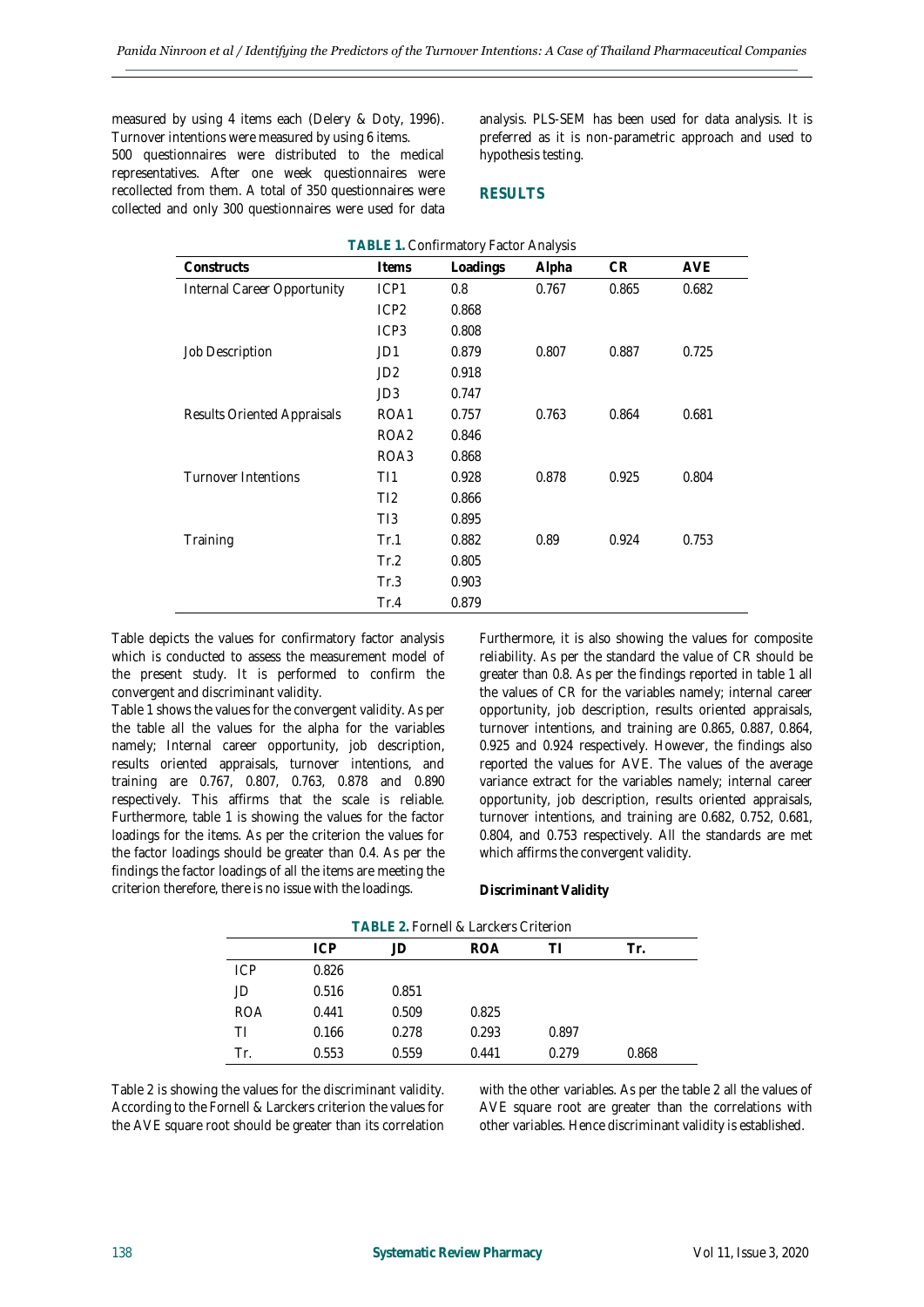measured by using 4 items each (Delery & Doty, 1996). Turnover intentions were measured by using 6 items.

500 questionnaires were distributed to the medical representatives. After one week questionnaires were recollected from them. A total of 350 questionnaires were collected and only 300 questionnaires were used for data analysis. PLS-SEM has been used for data analysis. It is preferred as it is non-parametric approach and used to hypothesis testing.

## RESULTS

**TABLE 1.** Confirmatory Factor Analysis

| Constructs | Items | Loadings | Alpha | CR | AVE |
|---|---|---|---|---|---|
| Internal Career Opportunity | ICP1 | 0.8 | 0.767 | 0.865 | 0.682 |
| | ICP2 | 0.868 | | | |
| | ICP3 | 0.808 | | | |
| Job Description | JD1 | 0.879 | 0.807 | 0.887 | 0.725 |
| | JD2 | 0.918 | | | |
| | JD3 | 0.747 | | | |
| Results Oriented Appraisals | ROA1 | 0.757 | 0.763 | 0.864 | 0.681 |
| | ROA2 | 0.846 | | | |
| | ROA3 | 0.868 | | | |
| Turnover Intentions | TI1 | 0.928 | 0.878 | 0.925 | 0.804 |
| | TI2 | 0.866 | | | |
| | TI3 | 0.895 | | | |
| Training | Tr.1 | 0.882 | 0.89 | 0.924 | 0.753 |
| | Tr.2 | 0.805 | | | |
| | Tr.3 | 0.903 | | | |
| | Tr.4 | 0.879 | | | |

Table depicts the values for confirmatory factor analysis which is conducted to assess the measurement model of the present study. It is performed to confirm the convergent and discriminant validity.

Table 1 shows the values for the convergent validity. As per the table all the values for the alpha for the variables namely; Internal career opportunity, job description, results oriented appraisals, turnover intentions, and training are 0.767, 0.807, 0.763, 0.878 and 0.890 respectively. This affirms that the scale is reliable. Furthermore, table 1 is showing the values for the factor loadings for the items. As per the criterion the values for the factor loadings should be greater than 0.4. As per the findings the factor loadings of all the items are meeting the criterion therefore, there is no issue with the loadings.

Furthermore, it is also showing the values for composite reliability. As per the standard the value of CR should be greater than 0.8. As per the findings reported in table 1 all the values of CR for the variables namely; internal career opportunity, job description, results oriented appraisals, turnover intentions, and training are 0.865, 0.887, 0.864, 0.925 and 0.924 respectively. However, the findings also reported the values for AVE. The values of the average variance extract for the variables namely; internal career opportunity, job description, results oriented appraisals, turnover intentions, and training are 0.682, 0.752, 0.681, 0.804, and 0.753 respectively. All the standards are met which affirms the convergent validity.

**Discriminant Validity**

**TABLE 2.** Fornell & Larckers Criterion

| | ICP | JD | ROA | TI | Tr. |
|---|---|---|---|---|---|
| ICP | 0.826 | | | | |
| JD | 0.516 | 0.851 | | | |
| ROA | 0.441 | 0.509 | 0.825 | | |
| TI | 0.166 | 0.278 | 0.293 | 0.897 | |
| Tr. | 0.553 | 0.559 | 0.441 | 0.279 | 0.868 |

Table 2 is showing the values for the discriminant validity. According to the Fornell & Larckers criterion the values for the AVE square root should be greater than its correlation with the other variables. As per the table 2 all the values of AVE square root are greater than the correlations with other variables. Hence discriminant validity is established.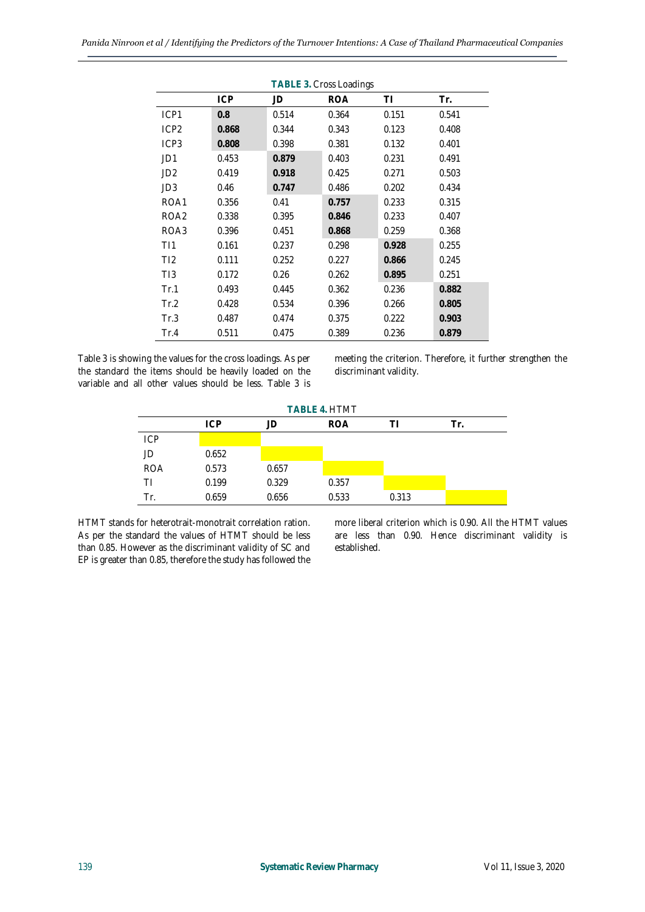**TABLE 3.** Cross Loadings

| | ICP | JD | ROA | TI | Tr. |
|---|---|---|---|---|---|
| ICP1 | **0.8** | 0.514 | 0.364 | 0.151 | 0.541 |
| ICP2 | **0.868** | 0.344 | 0.343 | 0.123 | 0.408 |
| ICP3 | **0.808** | 0.398 | 0.381 | 0.132 | 0.401 |
| JD1 | 0.453 | **0.879** | 0.403 | 0.231 | 0.491 |
| JD2 | 0.419 | **0.918** | 0.425 | 0.271 | 0.503 |
| JD3 | 0.46 | **0.747** | 0.486 | 0.202 | 0.434 |
| ROA1 | 0.356 | 0.41 | **0.757** | 0.233 | 0.315 |
| ROA2 | 0.338 | 0.395 | **0.846** | 0.233 | 0.407 |
| ROA3 | 0.396 | 0.451 | **0.868** | 0.259 | 0.368 |
| TI1 | 0.161 | 0.237 | 0.298 | **0.928** | 0.255 |
| TI2 | 0.111 | 0.252 | 0.227 | **0.866** | 0.245 |
| TI3 | 0.172 | 0.26 | 0.262 | **0.895** | 0.251 |
| Tr.1 | 0.493 | 0.445 | 0.362 | 0.236 | **0.882** |
| Tr.2 | 0.428 | 0.534 | 0.396 | 0.266 | **0.805** |
| Tr.3 | 0.487 | 0.474 | 0.375 | 0.222 | **0.903** |
| Tr.4 | 0.511 | 0.475 | 0.389 | 0.236 | **0.879** |

Table 3 is showing the values for the cross loadings. As per the standard the items should be heavily loaded on the variable and all other values should be less. Table 3 is meeting the criterion. Therefore, it further strengthen the discriminant validity.

**TABLE 4.** HTMT

| | ICP | JD | ROA | TI | Tr. |
|---|---|---|---|---|---|
| ICP | | | | | |
| JD | 0.652 | | | | |
| ROA | 0.573 | 0.657 | | | |
| TI | 0.199 | 0.329 | 0.357 | | |
| Tr. | 0.659 | 0.656 | 0.533 | 0.313 | |

HTMT stands for heterotrait-monotrait correlation ration. As per the standard the values of HTMT should be less than 0.85. However as the discriminant validity of SC and EP is greater than 0.85, therefore the study has followed the more liberal criterion which is 0.90. All the HTMT values are less than 0.90. Hence discriminant validity is established.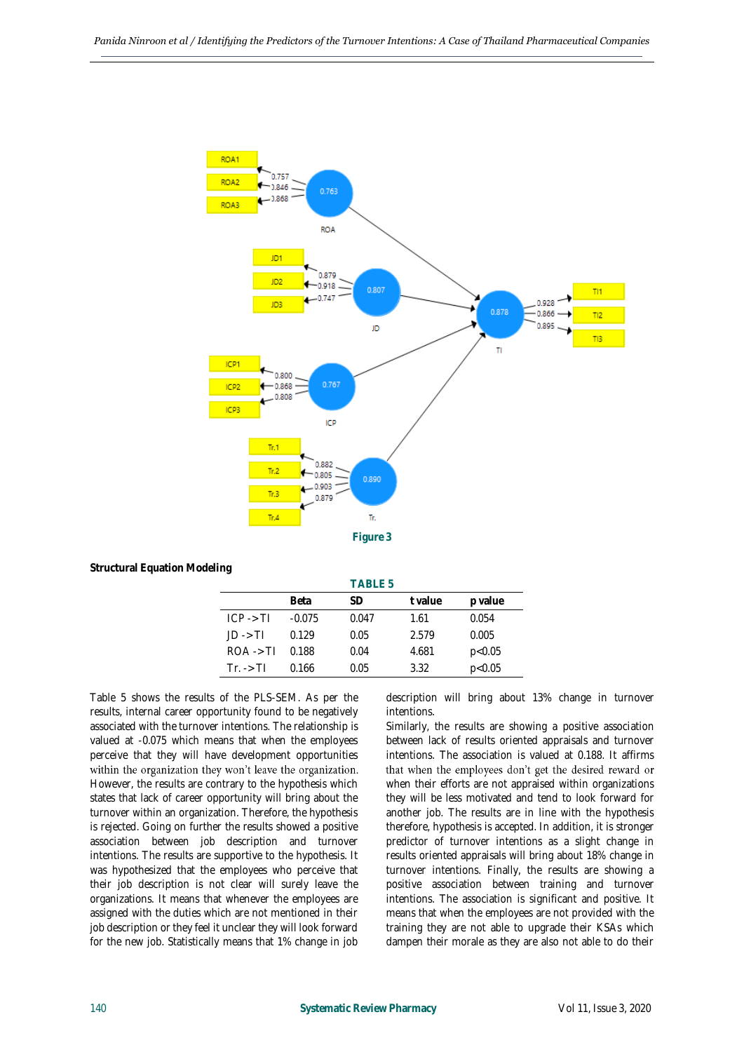Figure 3

**Structural Equation Modeling**

TABLE 5

| | Beta | SD | t value | p value |
|---|---|---|---|---|
| ICP -> TI | -0.075 | 0.047 | 1.61 | 0.054 |
| JD -> TI | 0.129 | 0.05 | 2.579 | 0.005 |
| ROA -> TI | 0.188 | 0.04 | 4.681 | p<0.05 |
| Tr. -> TI | 0.166 | 0.05 | 3.32 | p<0.05 |

Table 5 shows the results of the PLS-SEM. As per the results, internal career opportunity found to be negatively associated with the turnover intentions. The relationship is valued at -0.075 which means that when the employees perceive that they will have development opportunities within the organization they won't leave the organization. However, the results are contrary to the hypothesis which states that lack of career opportunity will bring about the turnover within an organization. Therefore, the hypothesis is rejected. Going on further the results showed a positive association between job description and turnover intentions. The results are supportive to the hypothesis. It was hypothesized that the employees who perceive that their job description is not clear will surely leave the organizations. It means that whenever the employees are assigned with the duties which are not mentioned in their job description or they feel it unclear they will look forward for the new job. Statistically means that 1% change in job description will bring about 13% change in turnover intentions.

Similarly, the results are showing a positive association between lack of results oriented appraisals and turnover intentions. The association is valued at 0.188. It affirms that when the employees don't get the desired reward or when their efforts are not appraised within organizations they will be less motivated and tend to look forward for another job. The results are in line with the hypothesis therefore, hypothesis is accepted. In addition, it is stronger predictor of turnover intentions as a slight change in results oriented appraisals will bring about 18% change in turnover intentions. Finally, the results are showing a positive association between training and turnover intentions. The association is significant and positive. It means that when the employees are not provided with the training they are not able to upgrade their KSAs which dampen their morale as they are also not able to do their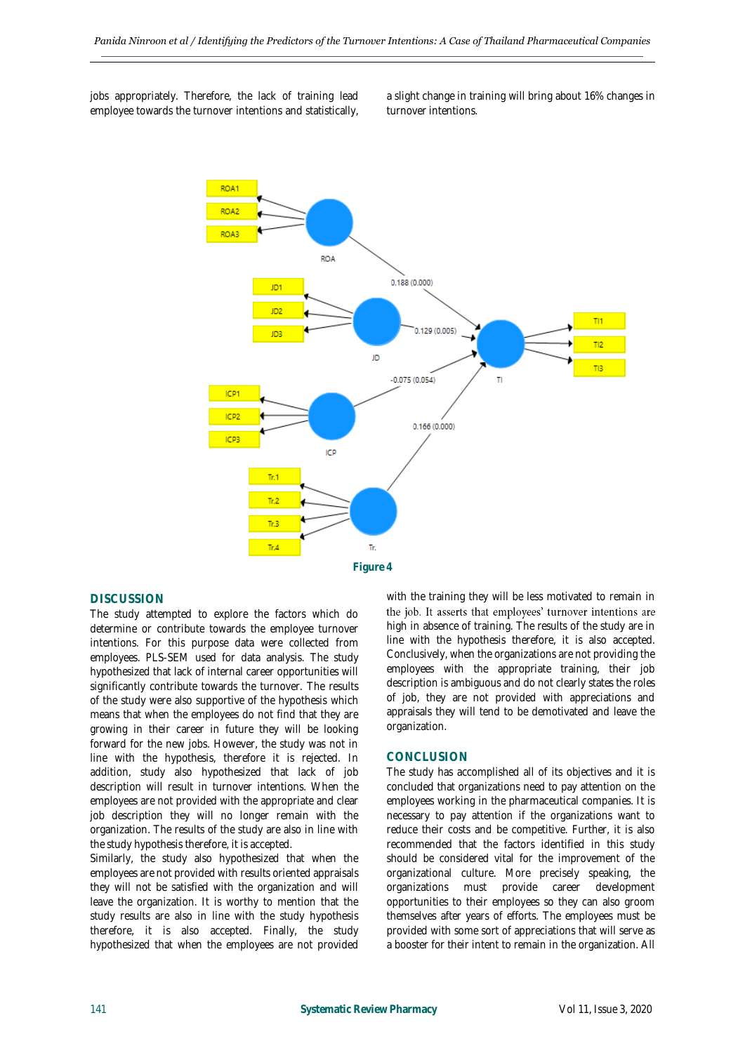jobs appropriately. Therefore, the lack of training lead employee towards the turnover intentions and statistically, a slight change in training will bring about 16% changes in turnover intentions.

**Figure 4**

## DISCUSSION

The study attempted to explore the factors which do determine or contribute towards the employee turnover intentions. For this purpose data were collected from employees. PLS-SEM used for data analysis. The study hypothesized that lack of internal career opportunities will significantly contribute towards the turnover. The results of the study were also supportive of the hypothesis which means that when the employees do not find that they are growing in their career in future they will be looking forward for the new jobs. However, the study was not in line with the hypothesis, therefore it is rejected. In addition, study also hypothesized that lack of job description will result in turnover intentions. When the employees are not provided with the appropriate and clear job description they will no longer remain with the organization. The results of the study are also in line with the study hypothesis therefore, it is accepted.

Similarly, the study also hypothesized that when the employees are not provided with results oriented appraisals they will not be satisfied with the organization and will leave the organization. It is worthy to mention that the study results are also in line with the study hypothesis therefore, it is also accepted. Finally, the study hypothesized that when the employees are not provided with the training they will be less motivated to remain in the job. It asserts that employees' turnover intentions are high in absence of training. The results of the study are in line with the hypothesis therefore, it is also accepted. Conclusively, when the organizations are not providing the employees with the appropriate training, their job description is ambiguous and do not clearly states the roles of job, they are not provided with appreciations and appraisals they will tend to be demotivated and leave the organization.

## CONCLUSION

The study has accomplished all of its objectives and it is concluded that organizations need to pay attention on the employees working in the pharmaceutical companies. It is necessary to pay attention if the organizations want to reduce their costs and be competitive. Further, it is also recommended that the factors identified in this study should be considered vital for the improvement of the organizational culture. More precisely speaking, the organizations must provide career development opportunities to their employees so they can also groom themselves after years of efforts. The employees must be provided with some sort of appreciations that will serve as a booster for their intent to remain in the organization. All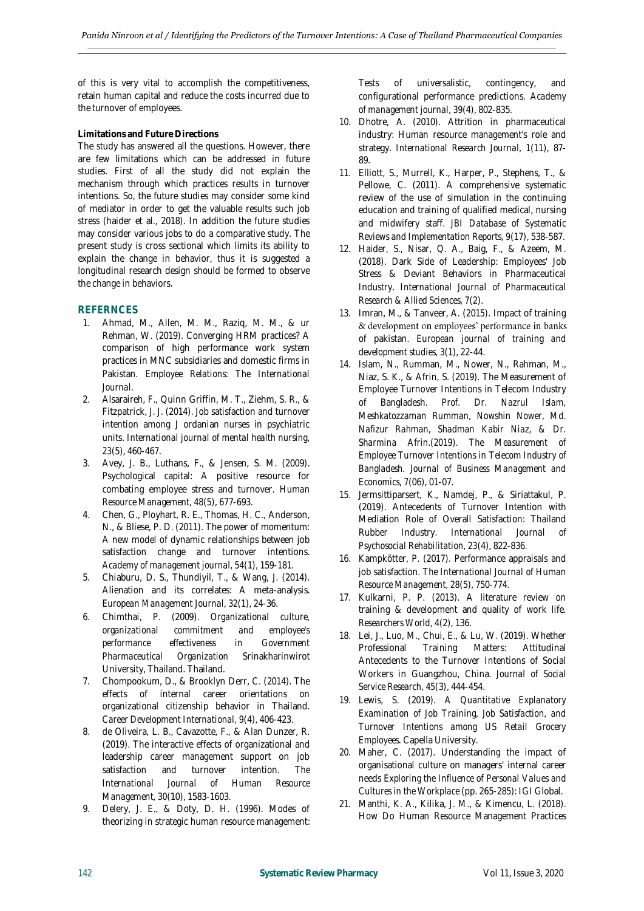of this is very vital to accomplish the competitiveness, retain human capital and reduce the costs incurred due to the turnover of employees.

**Limitations and Future Directions**

The study has answered all the questions. However, there are few limitations which can be addressed in future studies. First of all the study did not explain the mechanism through which practices results in turnover intentions. So, the future studies may consider some kind of mediator in order to get the valuable results such job stress (haider et al., 2018). In addition the future studies may consider various jobs to do a comparative study. The present study is cross sectional which limits its ability to explain the change in behavior, thus it is suggested a longitudinal research design should be formed to observe the change in behaviors.

## REFERNCES

1. Ahmad, M., Allen, M. M., Raziq, M. M., & ur Rehman, W. (2019). Converging HRM practices? A comparison of high performance work system practices in MNC subsidiaries and domestic firms in Pakistan. *Employee Relations: The International Journal*.
2. Alsaraireh, F., Quinn Griffin, M. T., Ziehm, S. R., & Fitzpatrick, J. J. (2014). Job satisfaction and turnover intention among J ordanian nurses in psychiatric units. *International journal of mental health nursing*, 23(5), 460-467.
3. Avey, J. B., Luthans, F., & Jensen, S. M. (2009). Psychological capital: A positive resource for combating employee stress and turnover. *Human Resource Management*, 48(5), 677-693.
4. Chen, G., Ployhart, R. E., Thomas, H. C., Anderson, N., & Bliese, P. D. (2011). The power of momentum: A new model of dynamic relationships between job satisfaction change and turnover intentions. *Academy of management journal*, 54(1), 159-181.
5. Chiaburu, D. S., Thundiyil, T., & Wang, J. (2014). Alienation and its correlates: A meta-analysis. *European Management Journal*, 32(1), 24-36.
6. Chimthai, P. (2009). *Organizational culture, organizational commitment and employee's performance effectiveness in Government Pharmaceutical Organization* Srinakharinwirot University, Thailand. Thailand.
7. Chompookum, D., & Brooklyn Derr, C. (2014). The effects of internal career orientations on organizational citizenship behavior in Thailand. *Career Development International*, 9(4), 406-423.
8. de Oliveira, L. B., Cavazotte, F., & Alan Dunzer, R. (2019). The interactive effects of organizational and leadership career management support on job satisfaction and turnover intention. *The International Journal of Human Resource Management*, 30(10), 1583-1603.
9. Delery, J. E., & Doty, D. H. (1996). Modes of theorizing in strategic human resource management: Tests of universalistic, contingency, and configurational performance predictions. *Academy of management journal*, 39(4), 802-835.
10. Dhotre, A. (2010). Attrition in pharmaceutical industry: Human resource management's role and strategy. *International Research Journal*, 1(11), 87-89.
11. Elliott, S., Murrell, K., Harper, P., Stephens, T., & Pellowe, C. (2011). A comprehensive systematic review of the use of simulation in the continuing education and training of qualified medical, nursing and midwifery staff. *JBI Database of Systematic Reviews and Implementation Reports*, 9(17), 538-587.
12. Haider, S., Nisar, Q. A., Baig, F., & Azeem, M. (2018). Dark Side of Leadership: Employees' Job Stress & Deviant Behaviors in Pharmaceutical Industry. *International Journal of Pharmaceutical Research & Allied Sciences*, 7(2).
13. Imran, M., & Tanveer, A. (2015). Impact of training & development on employees' performance in banks of pakistan. *European journal of training and development studies*, 3(1), 22-44.
14. Islam, N., Rumman, M., Nower, N., Rahman, M., Niaz, S. K., & Afrin, S. (2019). The Measurement of Employee Turnover Intentions in Telecom Industry of Bangladesh. *Prof. Dr. Nazrul Islam, Meshkatozzaman Rumman, Nowshin Nower, Md. Nafizur Rahman, Shadman Kabir Niaz, & Dr. Sharmina Afrin.(2019). The Measurement of Employee Turnover Intentions in Telecom Industry of Bangladesh. Journal of Business Management and Economics*, 7(06), 01-07.
15. Jermsittiparsert, K., Namdej, P., & Siriattakul, P. (2019). Antecedents of Turnover Intention with Mediation Role of Overall Satisfaction: Thailand Rubber Industry. *International Journal of Psychosocial Rehabilitation*, 23(4), 822-836.
16. Kampkötter, P. (2017). Performance appraisals and job satisfaction. *The International Journal of Human Resource Management*, 28(5), 750-774.
17. Kulkarni, P. P. (2013). A literature review on training & development and quality of work life. *Researchers World*, 4(2), 136.
18. Lei, J., Luo, M., Chui, E., & Lu, W. (2019). Whether Professional Training Matters: Attitudinal Antecedents to the Turnover Intentions of Social Workers in Guangzhou, China. *Journal of Social Service Research*, 45(3), 444-454.
19. Lewis, S. (2019). *A Quantitative Explanatory Examination of Job Training, Job Satisfaction, and Turnover Intentions among US Retail Grocery Employees*. Capella University.
20. Maher, C. (2017). Understanding the impact of organisational culture on managers' internal career needs *Exploring the Influence of Personal Values and Cultures in the Workplace* (pp. 265-285): IGI Global.
21. Manthi, K. A., Kilika, J. M., & Kimencu, L. (2018). How Do Human Resource Management Practices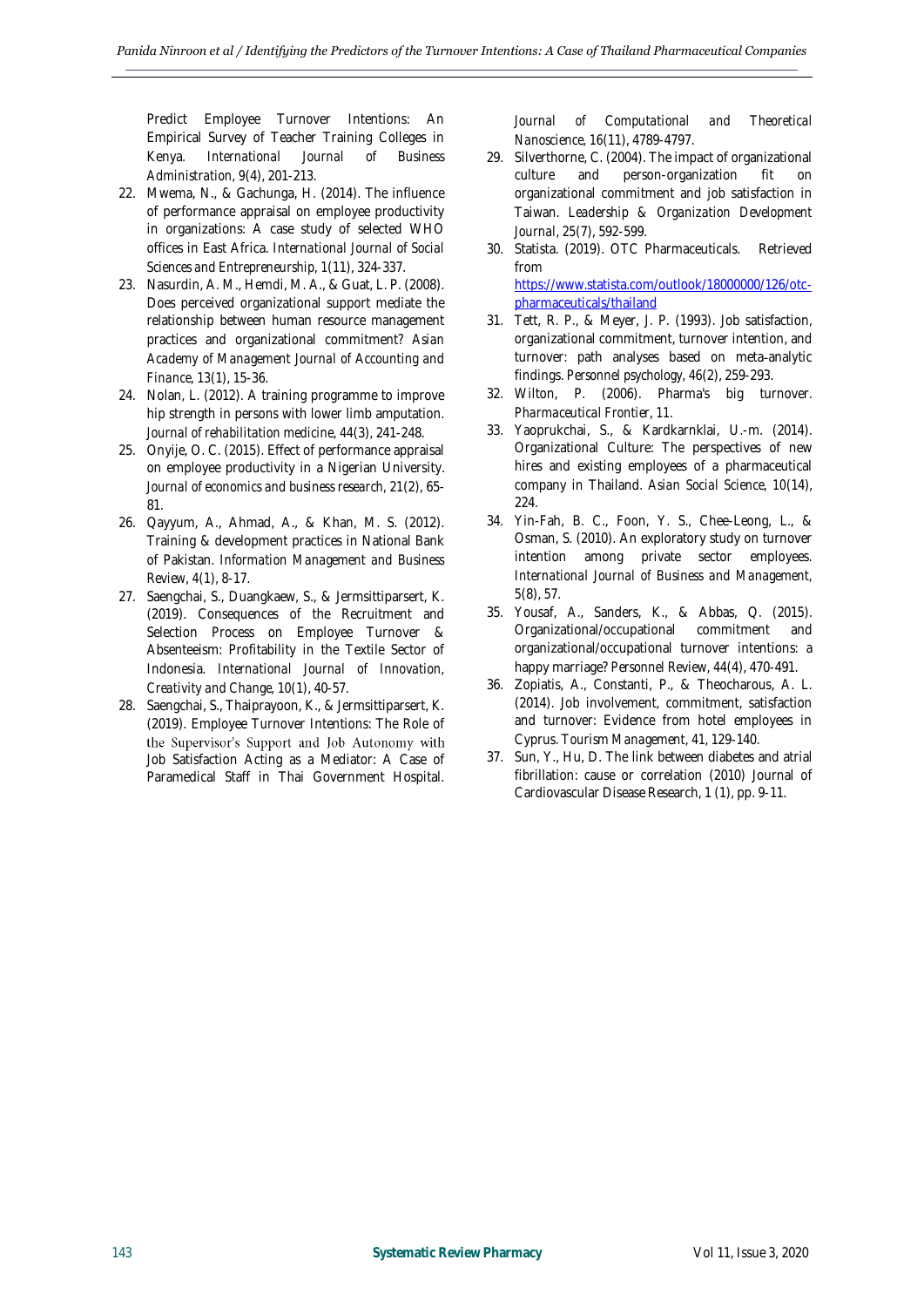Predict Employee Turnover Intentions: An Empirical Survey of Teacher Training Colleges in Kenya. *International Journal of Business Administration*, 9(4), 201-213.

22. Mwema, N., & Gachunga, H. (2014). The influence of performance appraisal on employee productivity in organizations: A case study of selected WHO offices in East Africa. *International Journal of Social Sciences and Entrepreneurship*, 1(11), 324-337.
23. Nasurdin, A. M., Hemdi, M. A., & Guat, L. P. (2008). Does perceived organizational support mediate the relationship between human resource management practices and organizational commitment? *Asian Academy of Management Journal of Accounting and Finance*, 13(1), 15-36.
24. Nolan, L. (2012). A training programme to improve hip strength in persons with lower limb amputation. *Journal of rehabilitation medicine*, 44(3), 241-248.
25. Onyije, O. C. (2015). Effect of performance appraisal on employee productivity in a Nigerian University. *Journal of economics and business research*, 21(2), 65-81.
26. Qayyum, A., Ahmad, A., & Khan, M. S. (2012). Training & development practices in National Bank of Pakistan. *Information Management and Business Review*, 4(1), 8-17.
27. Saengchai, S., Duangkaew, S., & Jermsittiparsert, K. (2019). Consequences of the Recruitment and Selection Process on Employee Turnover & Absenteeism: Profitability in the Textile Sector of Indonesia. *International Journal of Innovation, Creativity and Change*, 10(1), 40-57.
28. Saengchai, S., Thaiprayoon, K., & Jermsittiparsert, K. (2019). Employee Turnover Intentions: The Role of the Supervisor's Support and Job Autonomy with Job Satisfaction Acting as a Mediator: A Case of Paramedical Staff in Thai Government Hospital. *Journal of Computational and Theoretical Nanoscience*, 16(11), 4789-4797.
29. Silverthorne, C. (2004). The impact of organizational culture and person-organization fit on organizational commitment and job satisfaction in Taiwan. *Leadership & Organization Development Journal*, 25(7), 592-599.
30. Statista. (2019). OTC Pharmaceuticals. Retrieved from https://www.statista.com/outlook/18000000/126/otc-pharmaceuticals/thailand
31. Tett, R. P., & Meyer, J. P. (1993). Job satisfaction, organizational commitment, turnover intention, and turnover: path analyses based on meta-analytic findings. *Personnel psychology*, 46(2), 259-293.
32. Wilton, P. (2006). Pharma's big turnover. *Pharmaceutical Frontier*, 11.
33. Yaoprukchai, S., & Kardkarnklai, U.-m. (2014). Organizational Culture: The perspectives of new hires and existing employees of a pharmaceutical company in Thailand. *Asian Social Science*, 10(14), 224.
34. Yin-Fah, B. C., Foon, Y. S., Chee-Leong, L., & Osman, S. (2010). An exploratory study on turnover intention among private sector employees. *International Journal of Business and Management*, 5(8), 57.
35. Yousaf, A., Sanders, K., & Abbas, Q. (2015). Organizational/occupational commitment and organizational/occupational turnover intentions: a happy marriage? *Personnel Review*, 44(4), 470-491.
36. Zopiatis, A., Constanti, P., & Theocharous, A. L. (2014). Job involvement, commitment, satisfaction and turnover: Evidence from hotel employees in Cyprus. *Tourism Management*, 41, 129-140.
37. Sun, Y., Hu, D. The link between diabetes and atrial fibrillation: cause or correlation (2010) Journal of Cardiovascular Disease Research, 1 (1), pp. 9-11.